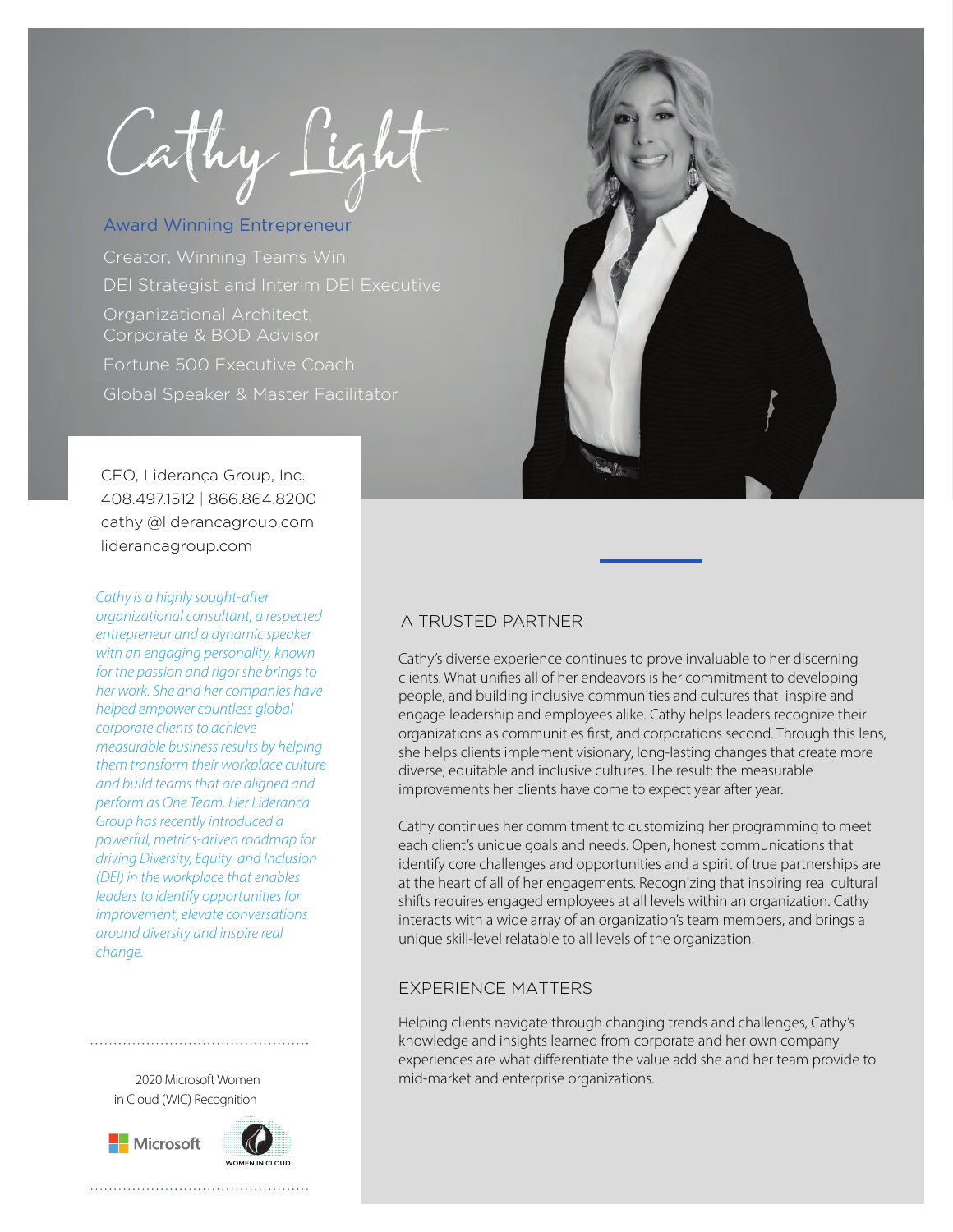# Cathy Light

Award Winning Entrepreneur

Creator, Winning Teams Win

DEI Strategist and Interim DEI Executive

Organizational Architect,
Corporate & BOD Advisor

Fortune 500 Executive Coach

Global Speaker & Master Facilitator

CEO, Liderança Group, Inc.
408.497.1512 | 866.864.8200
cathyl@liderancagroup.com
liderancagroup.com

*Cathy is a highly sought-after organizational consultant, a respected entrepreneur and a dynamic speaker with an engaging personality, known for the passion and rigor she brings to her work. She and her companies have helped empower countless global corporate clients to achieve measurable business results by helping them transform their workplace culture and build teams that are aligned and perform as One Team. Her Liderança Group has recently introduced a powerful, metrics-driven roadmap for driving Diversity, Equity and Inclusion (DEI) in the workplace that enables leaders to identify opportunities for improvement, elevate conversations around diversity and inspire real change.*

2020 Microsoft Women in Cloud (WIC) Recognition

Microsoft WOMEN IN CLOUD

## A TRUSTED PARTNER

Cathy's diverse experience continues to prove invaluable to her discerning clients. What unifies all of her endeavors is her commitment to developing people, and building inclusive communities and cultures that inspire and engage leadership and employees alike. Cathy helps leaders recognize their organizations as communities first, and corporations second. Through this lens, she helps clients implement visionary, long-lasting changes that create more diverse, equitable and inclusive cultures. The result: the measurable improvements her clients have come to expect year after year.

Cathy continues her commitment to customizing her programming to meet each client's unique goals and needs. Open, honest communications that identify core challenges and opportunities and a spirit of true partnerships are at the heart of all of her engagements. Recognizing that inspiring real cultural shifts requires engaged employees at all levels within an organization. Cathy interacts with a wide array of an organization's team members, and brings a unique skill-level relatable to all levels of the organization.

## EXPERIENCE MATTERS

Helping clients navigate through changing trends and challenges, Cathy's knowledge and insights learned from corporate and her own company experiences are what differentiate the value add she and her team provide to mid-market and enterprise organizations.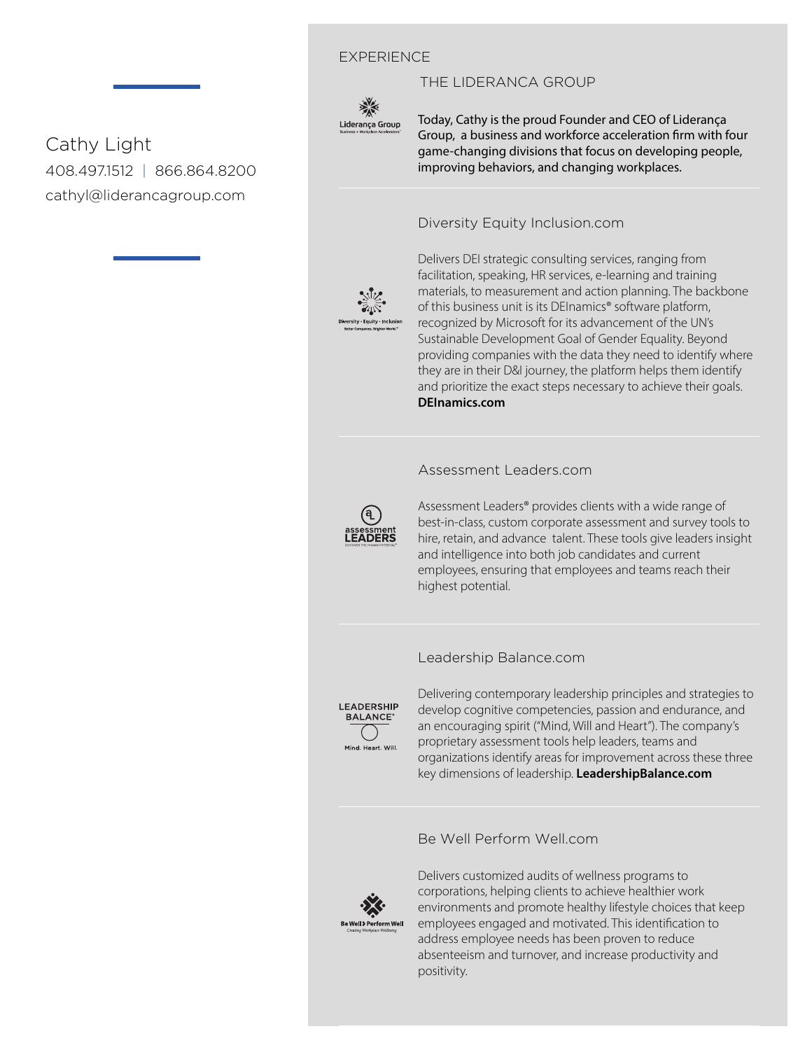Cathy Light

408.497.1512 | 866.864.8200

cathyl@liderancagroup.com

## EXPERIENCE

### THE LIDERANCA GROUP

Liderança Group
Business + Workplace Accelerators

Today, Cathy is the proud Founder and CEO of Liderança Group, a business and workforce acceleration firm with four game-changing divisions that focus on developing people, improving behaviors, and changing workplaces.

### Diversity Equity Inclusion.com

Diversity · Equity · Inclusion
Better Companies. Brighter World.

Delivers DEI strategic consulting services, ranging from facilitation, speaking, HR services, e-learning and training materials, to measurement and action planning. The backbone of this business unit is its DEInamics® software platform, recognized by Microsoft for its advancement of the UN's Sustainable Development Goal of Gender Equality. Beyond providing companies with the data they need to identify where they are in their D&I journey, the platform helps them identify and prioritize the exact steps necessary to achieve their goals. **DEInamics.com**

### Assessment Leaders.com

assessment LEADERS
DISCOVER THE HUMAN POTENTIAL

Assessment Leaders® provides clients with a wide range of best-in-class, custom corporate assessment and survey tools to hire, retain, and advance talent. These tools give leaders insight and intelligence into both job candidates and current employees, ensuring that employees and teams reach their highest potential.

### Leadership Balance.com

LEADERSHIP BALANCE®
Mind. Heart. Will.

Delivering contemporary leadership principles and strategies to develop cognitive competencies, passion and endurance, and an encouraging spirit ("Mind, Will and Heart"). The company's proprietary assessment tools help leaders, teams and organizations identify areas for improvement across these three key dimensions of leadership. **LeadershipBalance.com**

### Be Well Perform Well.com

Be Well Perform Well
Creating Workplace Wellbeing

Delivers customized audits of wellness programs to corporations, helping clients to achieve healthier work environments and promote healthy lifestyle choices that keep employees engaged and motivated. This identification to address employee needs has been proven to reduce absenteeism and turnover, and increase productivity and positivity.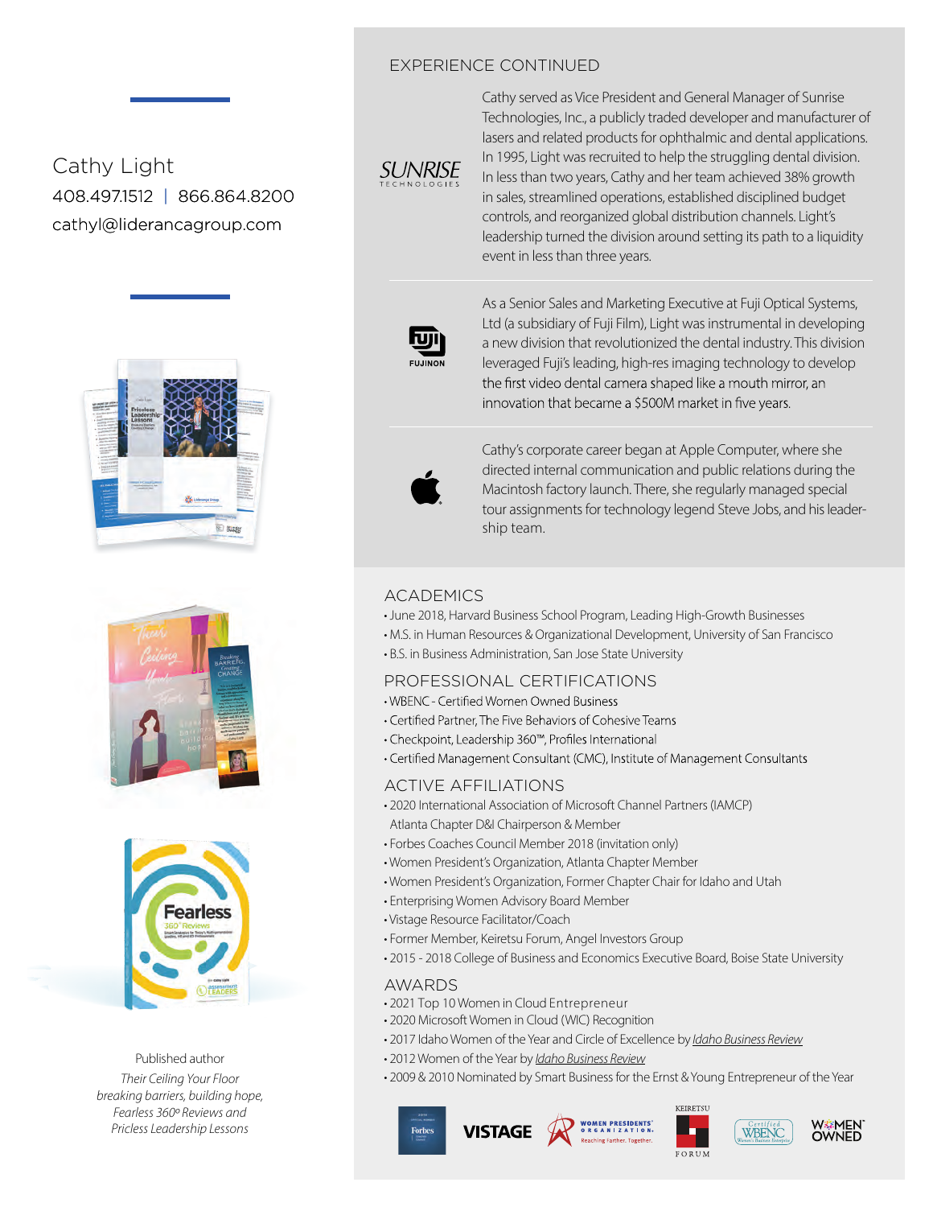Cathy Light
408.497.1512 | 866.864.8200
cathyl@liderancagroup.com

Published author
*Their Ceiling Your Floor*
*breaking barriers, building hope,*
*Fearless 360º Reviews and*
*Pricless Leadership Lessons*

## EXPERIENCE CONTINUED

SUNRISE TECHNOLOGIES

Cathy served as Vice President and General Manager of Sunrise Technologies, Inc., a publicly traded developer and manufacturer of lasers and related products for ophthalmic and dental applications. In 1995, Light was recruited to help the struggling dental division. In less than two years, Cathy and her team achieved 38% growth in sales, streamlined operations, established disciplined budget controls, and reorganized global distribution channels. Light's leadership turned the division around setting its path to a liquidity event in less than three years.

FUJINON

As a Senior Sales and Marketing Executive at Fuji Optical Systems, Ltd (a subsidiary of Fuji Film), Light was instrumental in developing a new division that revolutionized the dental industry. This division leveraged Fuji's leading, high-res imaging technology to develop the first video dental camera shaped like a mouth mirror, an innovation that became a $500M market in five years.

Cathy's corporate career began at Apple Computer, where she directed internal communication and public relations during the Macintosh factory launch. There, she regularly managed special tour assignments for technology legend Steve Jobs, and his leadership team.

## ACADEMICS

- June 2018, Harvard Business School Program, Leading High-Growth Businesses
- M.S. in Human Resources & Organizational Development, University of San Francisco
- B.S. in Business Administration, San Jose State University

## PROFESSIONAL CERTIFICATIONS

- WBENC - Certified Women Owned Business
- Certified Partner, The Five Behaviors of Cohesive Teams
- Checkpoint, Leadership 360™, Profiles International
- Certified Management Consultant (CMC), Institute of Management Consultants

## ACTIVE AFFILIATIONS

- 2020 International Association of Microsoft Channel Partners (IAMCP) Atlanta Chapter D&I Chairperson & Member
- Forbes Coaches Council Member 2018 (invitation only)
- Women President's Organization, Atlanta Chapter Member
- Women President's Organization, Former Chapter Chair for Idaho and Utah
- Enterprising Women Advisory Board Member
- Vistage Resource Facilitator/Coach
- Former Member, Keiretsu Forum, Angel Investors Group
- 2015 - 2018 College of Business and Economics Executive Board, Boise State University

## AWARDS

- 2021 Top 10 Women in Cloud Entrepreneur
- 2020 Microsoft Women in Cloud (WIC) Recognition
- 2017 Idaho Women of the Year and Circle of Excellence by *Idaho Business Review*
- 2012 Women of the Year by *Idaho Business Review*
- 2009 & 2010 Nominated by Smart Business for the Ernst & Young Entrepreneur of the Year

Forbes | VISTAGE | WOMEN PRESIDENTS' ORGANIZATION Reaching Farther. Together. | KEIRETSU FORUM | Certified WBENC | WOMEN OWNED